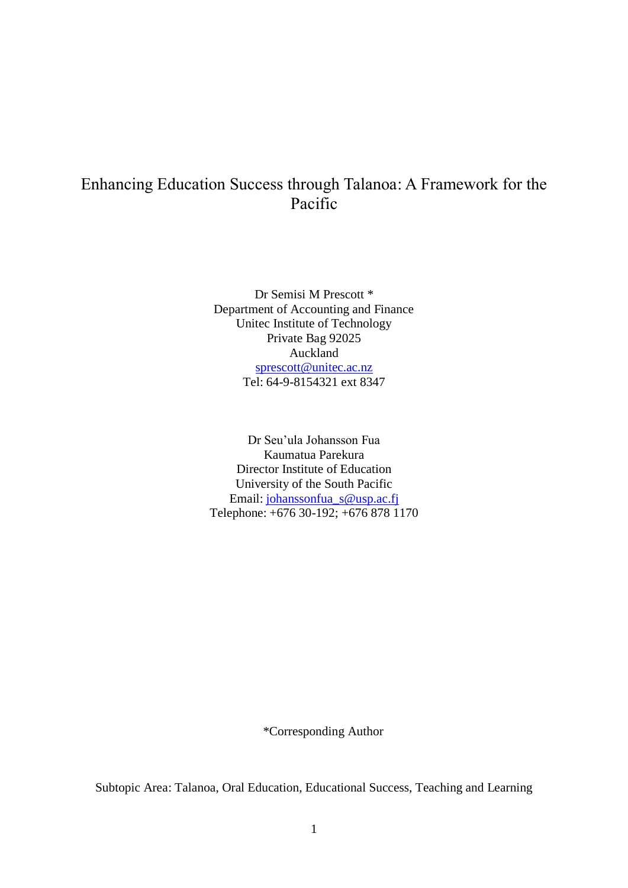# Enhancing Education Success through Talanoa: A Framework for the Pacific

Dr Semisi M Prescott *
Department of Accounting and Finance
Unitec Institute of Technology
Private Bag 92025
Auckland
sprescott@unitec.ac.nz
Tel: 64-9-8154321 ext 8347

Dr Seu'ula Johansson Fua
Kaumatua Parekura
Director Institute of Education
University of the South Pacific
Email: johanssonfua_s@usp.ac.fj
Telephone: +676 30-192; +676 878 1170

*Corresponding Author

Subtopic Area: Talanoa, Oral Education, Educational Success, Teaching and Learning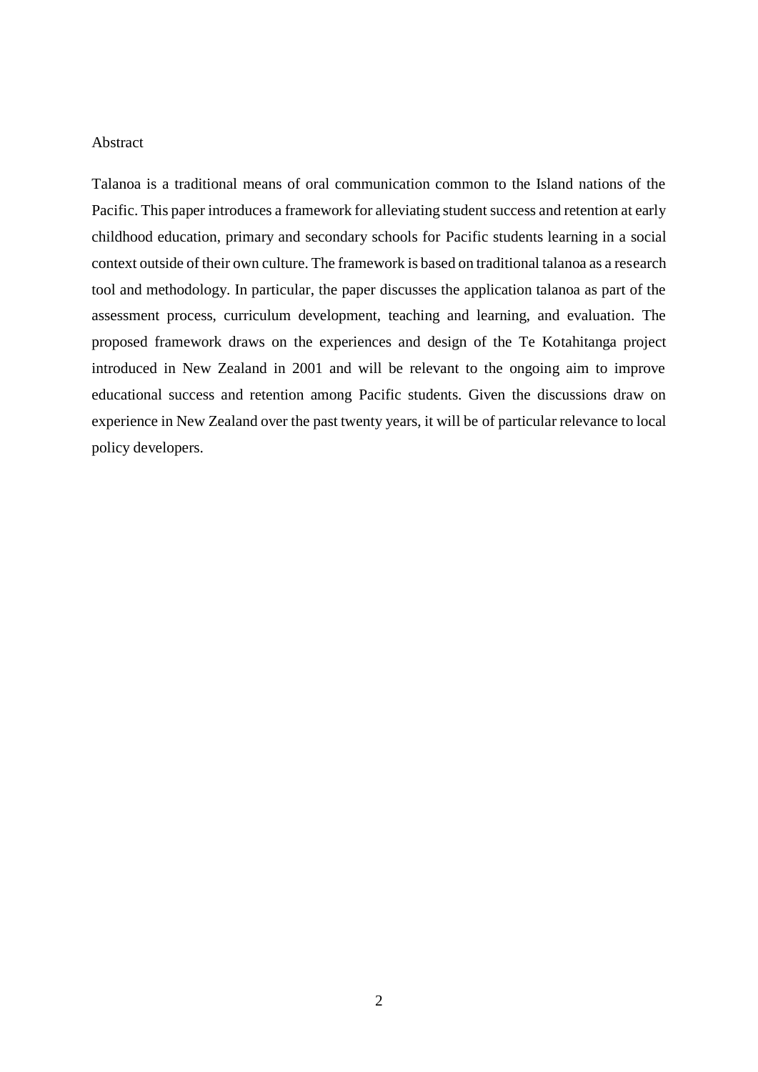Abstract

Talanoa is a traditional means of oral communication common to the Island nations of the Pacific. This paper introduces a framework for alleviating student success and retention at early childhood education, primary and secondary schools for Pacific students learning in a social context outside of their own culture. The framework is based on traditional talanoa as a research tool and methodology. In particular, the paper discusses the application talanoa as part of the assessment process, curriculum development, teaching and learning, and evaluation. The proposed framework draws on the experiences and design of the Te Kotahitanga project introduced in New Zealand in 2001 and will be relevant to the ongoing aim to improve educational success and retention among Pacific students. Given the discussions draw on experience in New Zealand over the past twenty years, it will be of particular relevance to local policy developers.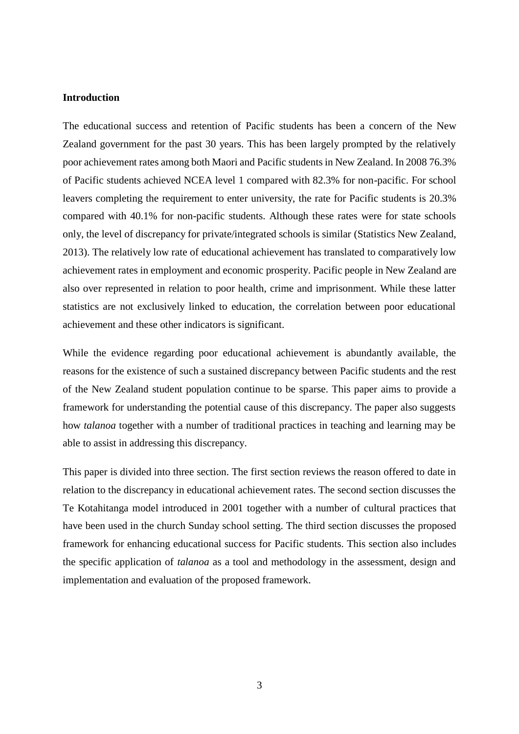**Introduction**

The educational success and retention of Pacific students has been a concern of the New Zealand government for the past 30 years. This has been largely prompted by the relatively poor achievement rates among both Maori and Pacific students in New Zealand. In 2008 76.3% of Pacific students achieved NCEA level 1 compared with 82.3% for non-pacific. For school leavers completing the requirement to enter university, the rate for Pacific students is 20.3% compared with 40.1% for non-pacific students. Although these rates were for state schools only, the level of discrepancy for private/integrated schools is similar (Statistics New Zealand, 2013). The relatively low rate of educational achievement has translated to comparatively low achievement rates in employment and economic prosperity. Pacific people in New Zealand are also over represented in relation to poor health, crime and imprisonment. While these latter statistics are not exclusively linked to education, the correlation between poor educational achievement and these other indicators is significant.

While the evidence regarding poor educational achievement is abundantly available, the reasons for the existence of such a sustained discrepancy between Pacific students and the rest of the New Zealand student population continue to be sparse. This paper aims to provide a framework for understanding the potential cause of this discrepancy. The paper also suggests how *talanoa* together with a number of traditional practices in teaching and learning may be able to assist in addressing this discrepancy.

This paper is divided into three section. The first section reviews the reason offered to date in relation to the discrepancy in educational achievement rates. The second section discusses the Te Kotahitanga model introduced in 2001 together with a number of cultural practices that have been used in the church Sunday school setting. The third section discusses the proposed framework for enhancing educational success for Pacific students. This section also includes the specific application of *talanoa* as a tool and methodology in the assessment, design and implementation and evaluation of the proposed framework.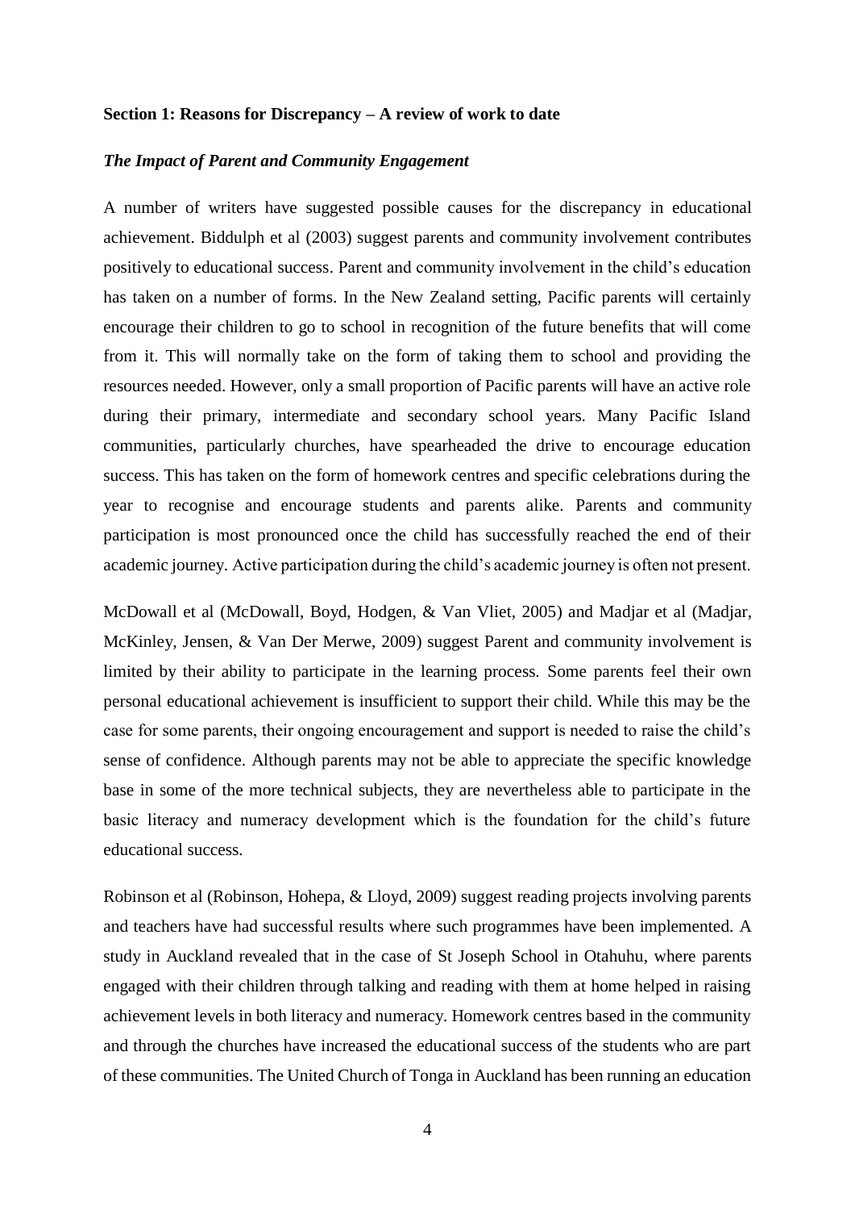**Section 1: Reasons for Discrepancy – A review of work to date**

***The Impact of Parent and Community Engagement***

A number of writers have suggested possible causes for the discrepancy in educational achievement. Biddulph et al (2003) suggest parents and community involvement contributes positively to educational success. Parent and community involvement in the child's education has taken on a number of forms. In the New Zealand setting, Pacific parents will certainly encourage their children to go to school in recognition of the future benefits that will come from it. This will normally take on the form of taking them to school and providing the resources needed. However, only a small proportion of Pacific parents will have an active role during their primary, intermediate and secondary school years. Many Pacific Island communities, particularly churches, have spearheaded the drive to encourage education success. This has taken on the form of homework centres and specific celebrations during the year to recognise and encourage students and parents alike. Parents and community participation is most pronounced once the child has successfully reached the end of their academic journey. Active participation during the child's academic journey is often not present.

McDowall et al (McDowall, Boyd, Hodgen, & Van Vliet, 2005) and Madjar et al (Madjar, McKinley, Jensen, & Van Der Merwe, 2009) suggest Parent and community involvement is limited by their ability to participate in the learning process. Some parents feel their own personal educational achievement is insufficient to support their child. While this may be the case for some parents, their ongoing encouragement and support is needed to raise the child's sense of confidence. Although parents may not be able to appreciate the specific knowledge base in some of the more technical subjects, they are nevertheless able to participate in the basic literacy and numeracy development which is the foundation for the child's future educational success.

Robinson et al (Robinson, Hohepa, & Lloyd, 2009) suggest reading projects involving parents and teachers have had successful results where such programmes have been implemented. A study in Auckland revealed that in the case of St Joseph School in Otahuhu, where parents engaged with their children through talking and reading with them at home helped in raising achievement levels in both literacy and numeracy. Homework centres based in the community and through the churches have increased the educational success of the students who are part of these communities. The United Church of Tonga in Auckland has been running an education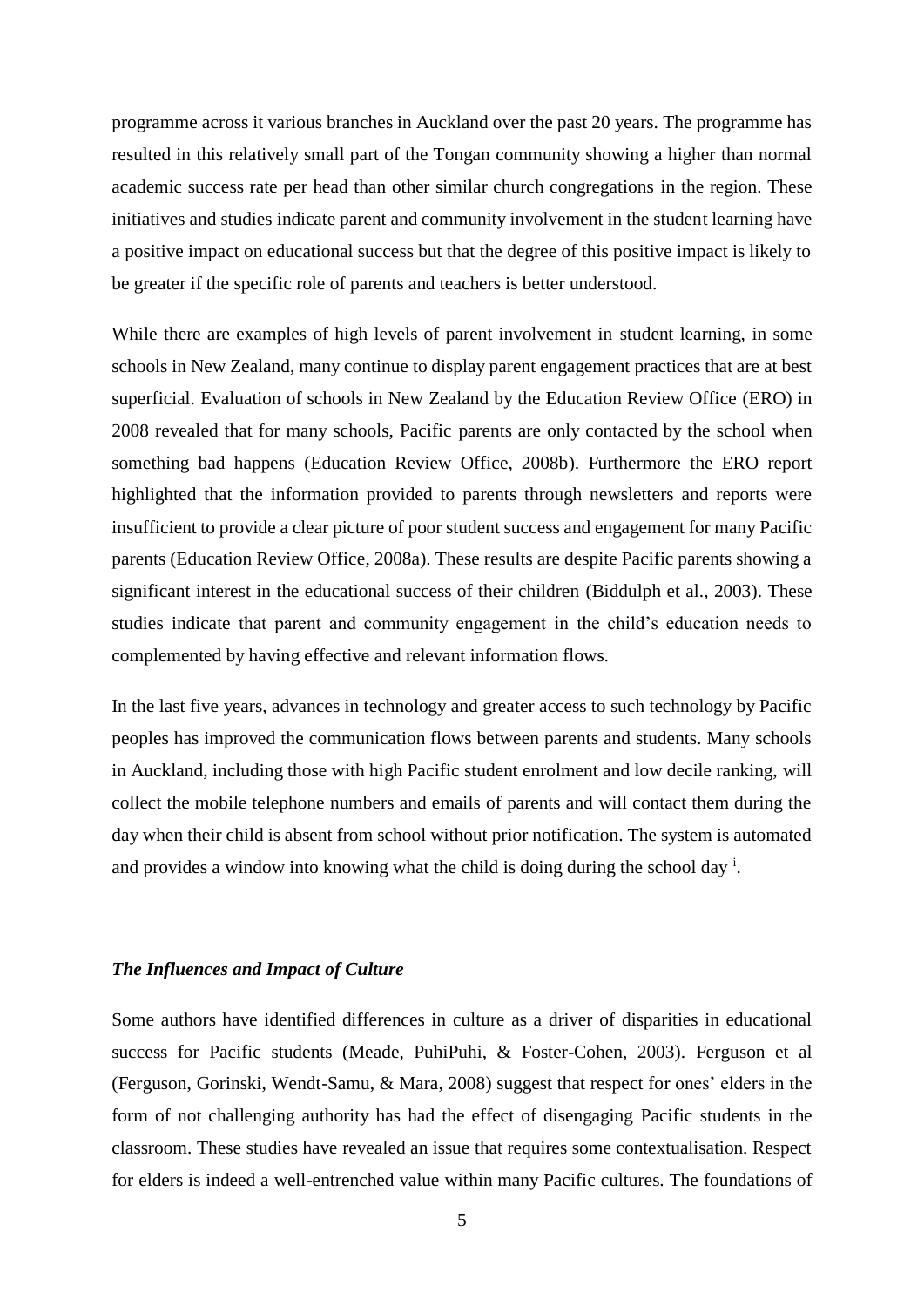programme across it various branches in Auckland over the past 20 years. The programme has resulted in this relatively small part of the Tongan community showing a higher than normal academic success rate per head than other similar church congregations in the region. These initiatives and studies indicate parent and community involvement in the student learning have a positive impact on educational success but that the degree of this positive impact is likely to be greater if the specific role of parents and teachers is better understood.

While there are examples of high levels of parent involvement in student learning, in some schools in New Zealand, many continue to display parent engagement practices that are at best superficial. Evaluation of schools in New Zealand by the Education Review Office (ERO) in 2008 revealed that for many schools, Pacific parents are only contacted by the school when something bad happens (Education Review Office, 2008b). Furthermore the ERO report highlighted that the information provided to parents through newsletters and reports were insufficient to provide a clear picture of poor student success and engagement for many Pacific parents (Education Review Office, 2008a). These results are despite Pacific parents showing a significant interest in the educational success of their children (Biddulph et al., 2003). These studies indicate that parent and community engagement in the child's education needs to complemented by having effective and relevant information flows.

In the last five years, advances in technology and greater access to such technology by Pacific peoples has improved the communication flows between parents and students. Many schools in Auckland, including those with high Pacific student enrolment and low decile ranking, will collect the mobile telephone numbers and emails of parents and will contact them during the day when their child is absent from school without prior notification. The system is automated and provides a window into knowing what the child is doing during the school day [i].

### *The Influences and Impact of Culture*

Some authors have identified differences in culture as a driver of disparities in educational success for Pacific students (Meade, PuhiPuhi, & Foster-Cohen, 2003). Ferguson et al (Ferguson, Gorinski, Wendt-Samu, & Mara, 2008) suggest that respect for ones' elders in the form of not challenging authority has had the effect of disengaging Pacific students in the classroom. These studies have revealed an issue that requires some contextualisation. Respect for elders is indeed a well-entrenched value within many Pacific cultures. The foundations of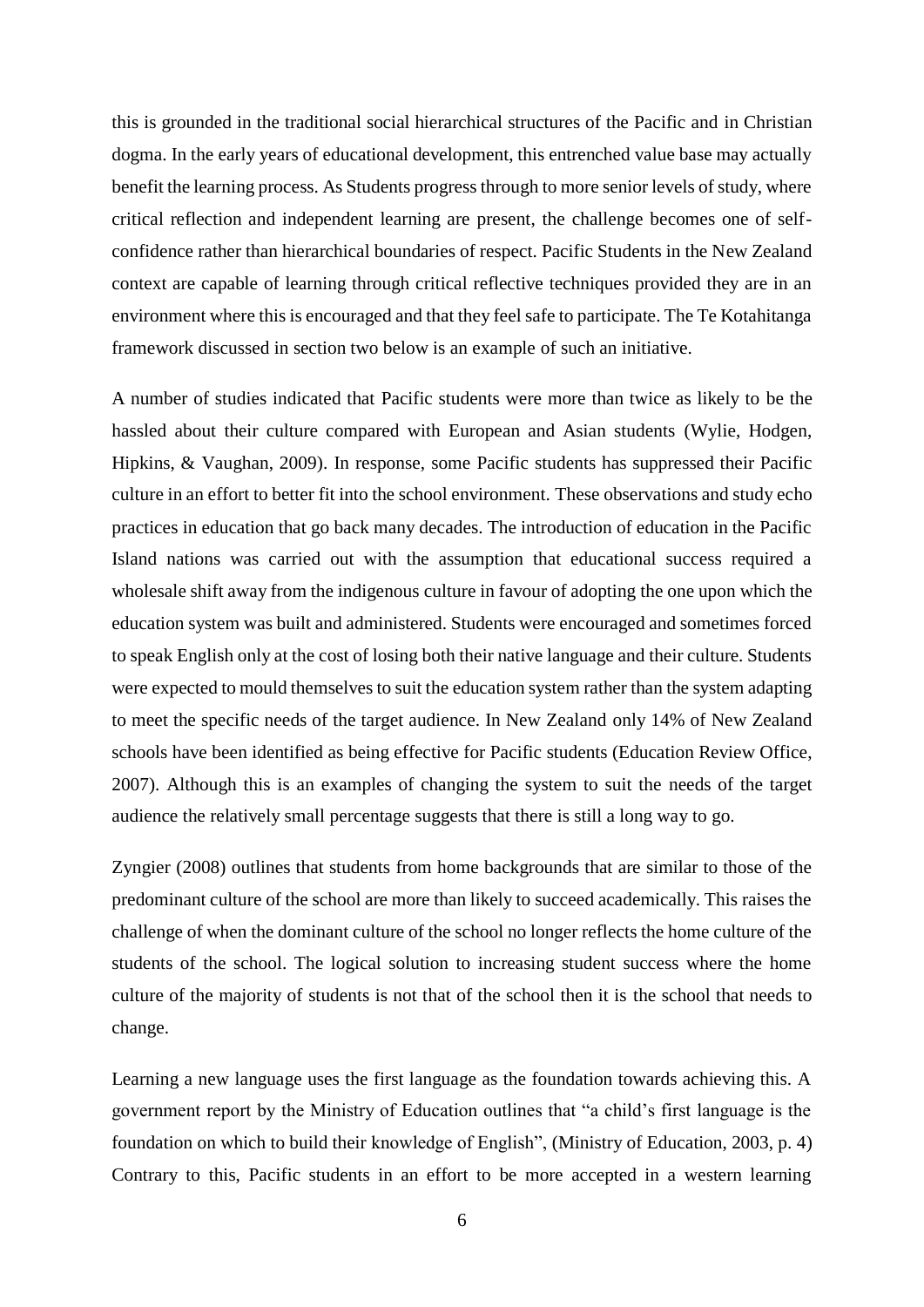this is grounded in the traditional social hierarchical structures of the Pacific and in Christian dogma. In the early years of educational development, this entrenched value base may actually benefit the learning process. As Students progress through to more senior levels of study, where critical reflection and independent learning are present, the challenge becomes one of self-confidence rather than hierarchical boundaries of respect. Pacific Students in the New Zealand context are capable of learning through critical reflective techniques provided they are in an environment where this is encouraged and that they feel safe to participate. The Te Kotahitanga framework discussed in section two below is an example of such an initiative.

A number of studies indicated that Pacific students were more than twice as likely to be the hassled about their culture compared with European and Asian students (Wylie, Hodgen, Hipkins, & Vaughan, 2009). In response, some Pacific students has suppressed their Pacific culture in an effort to better fit into the school environment. These observations and study echo practices in education that go back many decades. The introduction of education in the Pacific Island nations was carried out with the assumption that educational success required a wholesale shift away from the indigenous culture in favour of adopting the one upon which the education system was built and administered. Students were encouraged and sometimes forced to speak English only at the cost of losing both their native language and their culture. Students were expected to mould themselves to suit the education system rather than the system adapting to meet the specific needs of the target audience. In New Zealand only 14% of New Zealand schools have been identified as being effective for Pacific students (Education Review Office, 2007). Although this is an examples of changing the system to suit the needs of the target audience the relatively small percentage suggests that there is still a long way to go.

Zyngier (2008) outlines that students from home backgrounds that are similar to those of the predominant culture of the school are more than likely to succeed academically. This raises the challenge of when the dominant culture of the school no longer reflects the home culture of the students of the school. The logical solution to increasing student success where the home culture of the majority of students is not that of the school then it is the school that needs to change.

Learning a new language uses the first language as the foundation towards achieving this. A government report by the Ministry of Education outlines that "a child's first language is the foundation on which to build their knowledge of English", (Ministry of Education, 2003, p. 4) Contrary to this, Pacific students in an effort to be more accepted in a western learning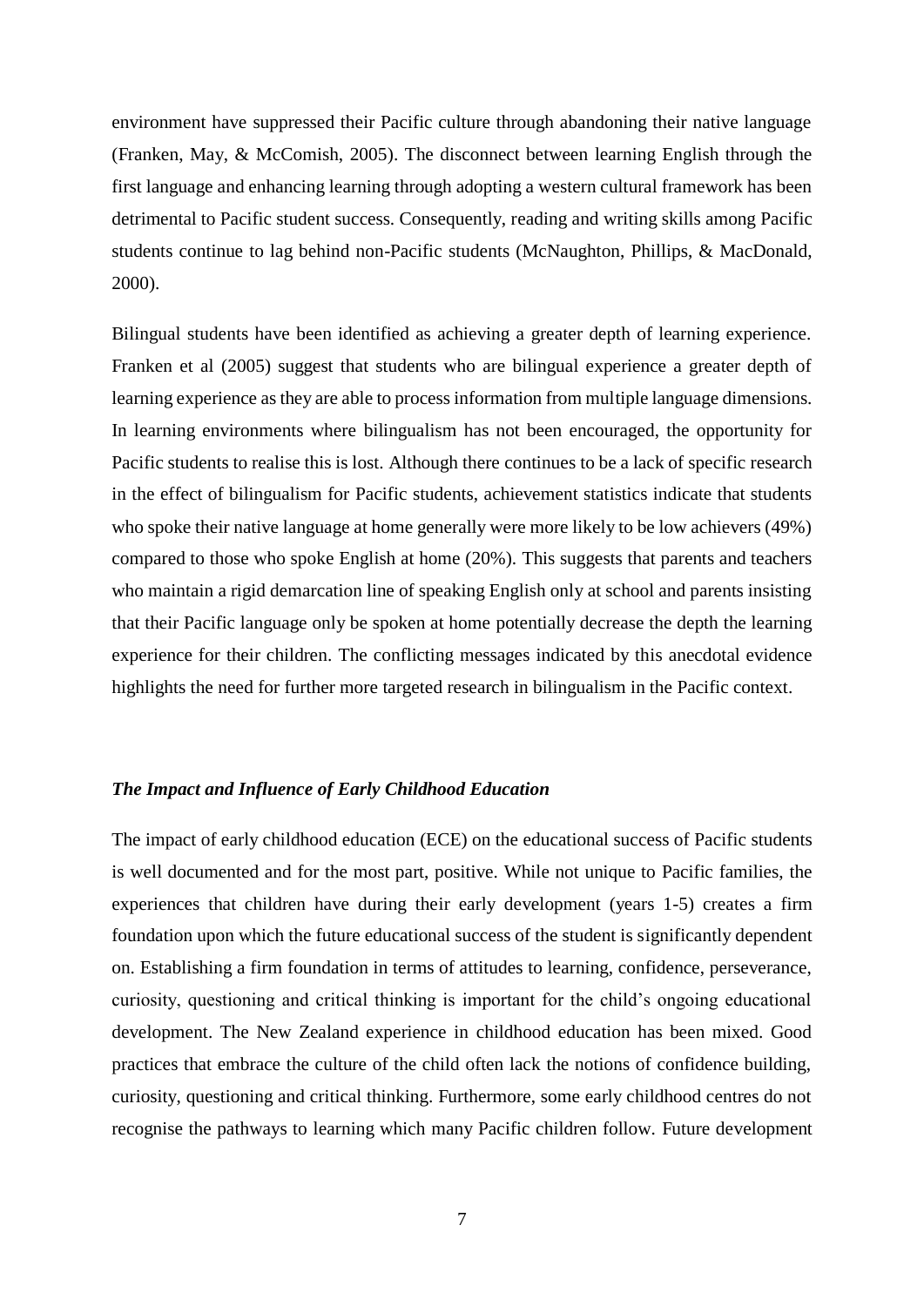environment have suppressed their Pacific culture through abandoning their native language (Franken, May, & McComish, 2005). The disconnect between learning English through the first language and enhancing learning through adopting a western cultural framework has been detrimental to Pacific student success. Consequently, reading and writing skills among Pacific students continue to lag behind non-Pacific students (McNaughton, Phillips, & MacDonald, 2000).

Bilingual students have been identified as achieving a greater depth of learning experience. Franken et al (2005) suggest that students who are bilingual experience a greater depth of learning experience as they are able to process information from multiple language dimensions. In learning environments where bilingualism has not been encouraged, the opportunity for Pacific students to realise this is lost. Although there continues to be a lack of specific research in the effect of bilingualism for Pacific students, achievement statistics indicate that students who spoke their native language at home generally were more likely to be low achievers (49%) compared to those who spoke English at home (20%). This suggests that parents and teachers who maintain a rigid demarcation line of speaking English only at school and parents insisting that their Pacific language only be spoken at home potentially decrease the depth the learning experience for their children. The conflicting messages indicated by this anecdotal evidence highlights the need for further more targeted research in bilingualism in the Pacific context.

### *The Impact and Influence of Early Childhood Education*

The impact of early childhood education (ECE) on the educational success of Pacific students is well documented and for the most part, positive. While not unique to Pacific families, the experiences that children have during their early development (years 1-5) creates a firm foundation upon which the future educational success of the student is significantly dependent on. Establishing a firm foundation in terms of attitudes to learning, confidence, perseverance, curiosity, questioning and critical thinking is important for the child's ongoing educational development. The New Zealand experience in childhood education has been mixed. Good practices that embrace the culture of the child often lack the notions of confidence building, curiosity, questioning and critical thinking. Furthermore, some early childhood centres do not recognise the pathways to learning which many Pacific children follow. Future development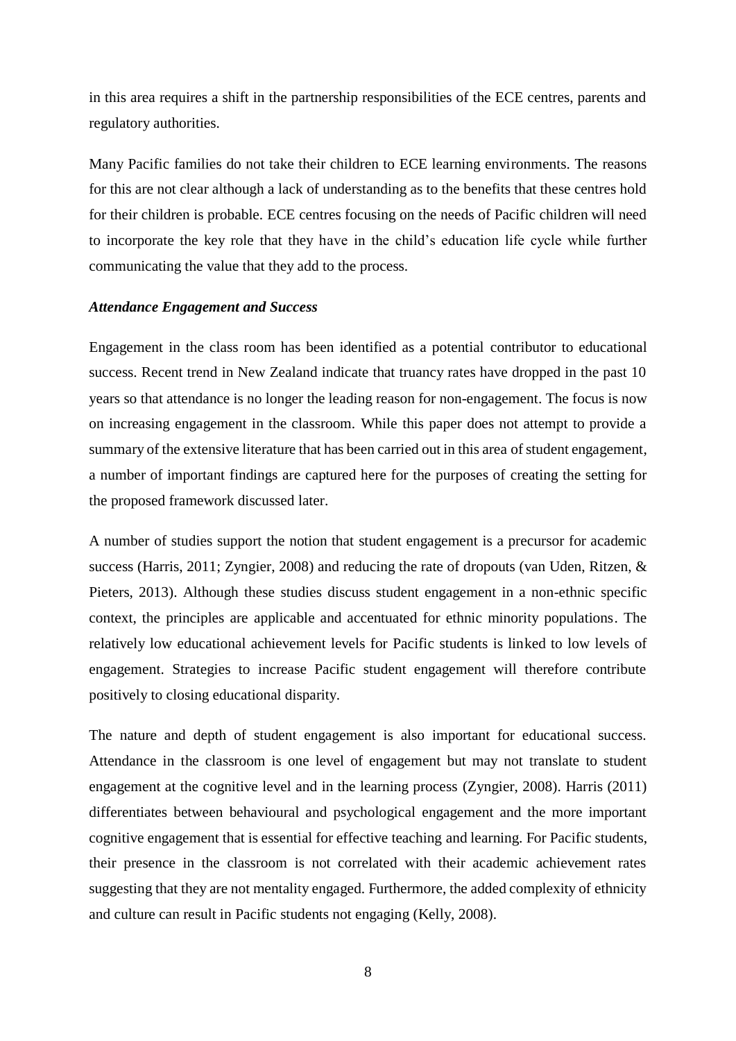in this area requires a shift in the partnership responsibilities of the ECE centres, parents and regulatory authorities.

Many Pacific families do not take their children to ECE learning environments. The reasons for this are not clear although a lack of understanding as to the benefits that these centres hold for their children is probable. ECE centres focusing on the needs of Pacific children will need to incorporate the key role that they have in the child's education life cycle while further communicating the value that they add to the process.

***Attendance Engagement and Success***

Engagement in the class room has been identified as a potential contributor to educational success. Recent trend in New Zealand indicate that truancy rates have dropped in the past 10 years so that attendance is no longer the leading reason for non-engagement. The focus is now on increasing engagement in the classroom. While this paper does not attempt to provide a summary of the extensive literature that has been carried out in this area of student engagement, a number of important findings are captured here for the purposes of creating the setting for the proposed framework discussed later.

A number of studies support the notion that student engagement is a precursor for academic success (Harris, 2011; Zyngier, 2008) and reducing the rate of dropouts (van Uden, Ritzen, & Pieters, 2013). Although these studies discuss student engagement in a non-ethnic specific context, the principles are applicable and accentuated for ethnic minority populations. The relatively low educational achievement levels for Pacific students is linked to low levels of engagement. Strategies to increase Pacific student engagement will therefore contribute positively to closing educational disparity.

The nature and depth of student engagement is also important for educational success. Attendance in the classroom is one level of engagement but may not translate to student engagement at the cognitive level and in the learning process (Zyngier, 2008). Harris (2011) differentiates between behavioural and psychological engagement and the more important cognitive engagement that is essential for effective teaching and learning. For Pacific students, their presence in the classroom is not correlated with their academic achievement rates suggesting that they are not mentality engaged. Furthermore, the added complexity of ethnicity and culture can result in Pacific students not engaging (Kelly, 2008).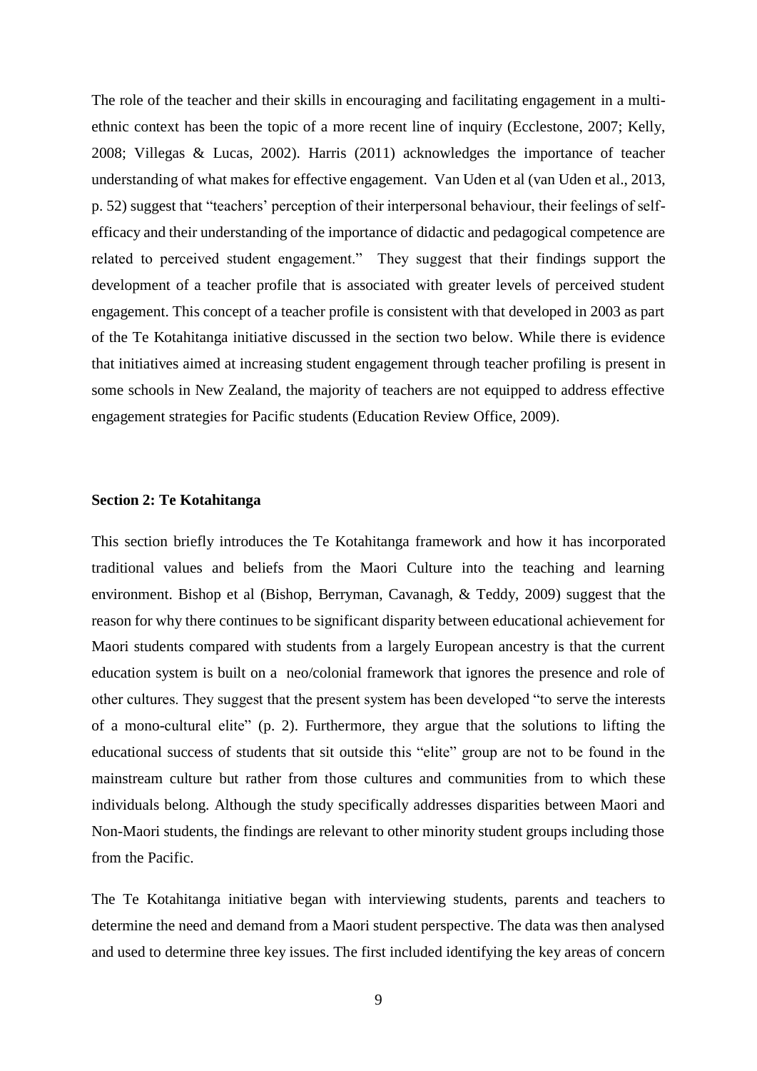The role of the teacher and their skills in encouraging and facilitating engagement in a multi-ethnic context has been the topic of a more recent line of inquiry (Ecclestone, 2007; Kelly, 2008; Villegas & Lucas, 2002). Harris (2011) acknowledges the importance of teacher understanding of what makes for effective engagement. Van Uden et al (van Uden et al., 2013, p. 52) suggest that "teachers' perception of their interpersonal behaviour, their feelings of self-efficacy and their understanding of the importance of didactic and pedagogical competence are related to perceived student engagement." They suggest that their findings support the development of a teacher profile that is associated with greater levels of perceived student engagement. This concept of a teacher profile is consistent with that developed in 2003 as part of the Te Kotahitanga initiative discussed in the section two below. While there is evidence that initiatives aimed at increasing student engagement through teacher profiling is present in some schools in New Zealand, the majority of teachers are not equipped to address effective engagement strategies for Pacific students (Education Review Office, 2009).

**Section 2: Te Kotahitanga**

This section briefly introduces the Te Kotahitanga framework and how it has incorporated traditional values and beliefs from the Maori Culture into the teaching and learning environment. Bishop et al (Bishop, Berryman, Cavanagh, & Teddy, 2009) suggest that the reason for why there continues to be significant disparity between educational achievement for Maori students compared with students from a largely European ancestry is that the current education system is built on a neo/colonial framework that ignores the presence and role of other cultures. They suggest that the present system has been developed "to serve the interests of a mono-cultural elite" (p. 2). Furthermore, they argue that the solutions to lifting the educational success of students that sit outside this "elite" group are not to be found in the mainstream culture but rather from those cultures and communities from to which these individuals belong. Although the study specifically addresses disparities between Maori and Non-Maori students, the findings are relevant to other minority student groups including those from the Pacific.

The Te Kotahitanga initiative began with interviewing students, parents and teachers to determine the need and demand from a Maori student perspective. The data was then analysed and used to determine three key issues. The first included identifying the key areas of concern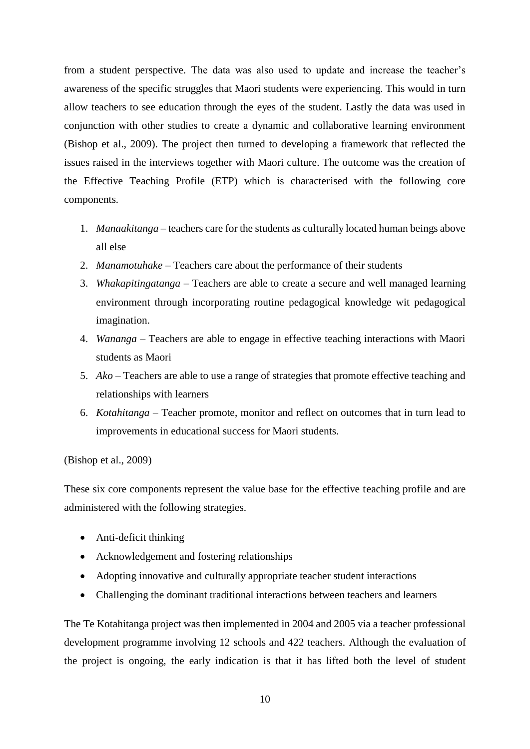from a student perspective. The data was also used to update and increase the teacher's awareness of the specific struggles that Maori students were experiencing. This would in turn allow teachers to see education through the eyes of the student. Lastly the data was used in conjunction with other studies to create a dynamic and collaborative learning environment (Bishop et al., 2009). The project then turned to developing a framework that reflected the issues raised in the interviews together with Maori culture. The outcome was the creation of the Effective Teaching Profile (ETP) which is characterised with the following core components.

1. *Manaakitanga* – teachers care for the students as culturally located human beings above all else
2. *Manamotuhake* – Teachers care about the performance of their students
3. *Whakapitingatanga* – Teachers are able to create a secure and well managed learning environment through incorporating routine pedagogical knowledge wit pedagogical imagination.
4. *Wananga* – Teachers are able to engage in effective teaching interactions with Maori students as Maori
5. *Ako* – Teachers are able to use a range of strategies that promote effective teaching and relationships with learners
6. *Kotahitanga* – Teacher promote, monitor and reflect on outcomes that in turn lead to improvements in educational success for Maori students.

(Bishop et al., 2009)

These six core components represent the value base for the effective teaching profile and are administered with the following strategies.

- Anti-deficit thinking
- Acknowledgement and fostering relationships
- Adopting innovative and culturally appropriate teacher student interactions
- Challenging the dominant traditional interactions between teachers and learners

The Te Kotahitanga project was then implemented in 2004 and 2005 via a teacher professional development programme involving 12 schools and 422 teachers. Although the evaluation of the project is ongoing, the early indication is that it has lifted both the level of student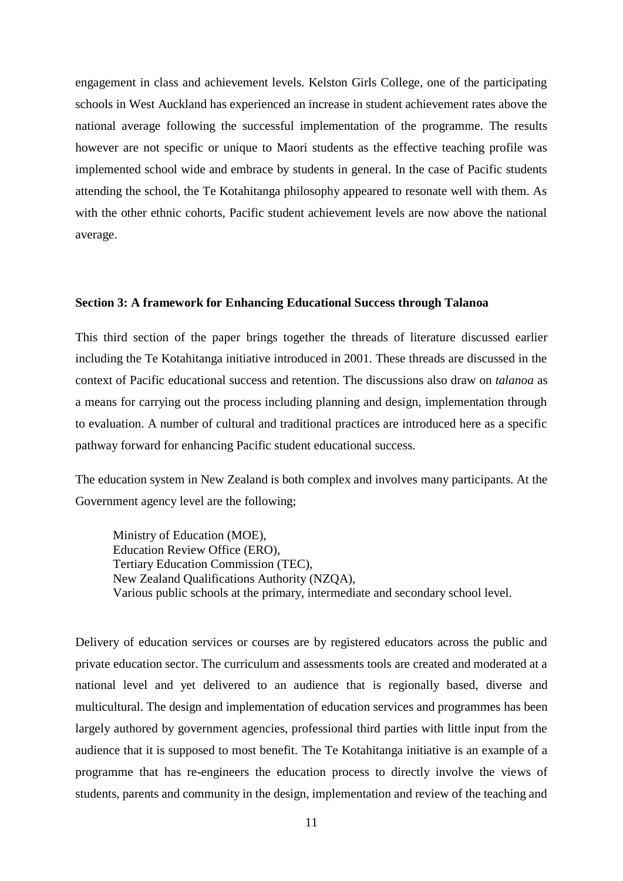engagement in class and achievement levels. Kelston Girls College, one of the participating schools in West Auckland has experienced an increase in student achievement rates above the national average following the successful implementation of the programme. The results however are not specific or unique to Maori students as the effective teaching profile was implemented school wide and embrace by students in general. In the case of Pacific students attending the school, the Te Kotahitanga philosophy appeared to resonate well with them. As with the other ethnic cohorts, Pacific student achievement levels are now above the national average.

## Section 3: A framework for Enhancing Educational Success through Talanoa

This third section of the paper brings together the threads of literature discussed earlier including the Te Kotahitanga initiative introduced in 2001. These threads are discussed in the context of Pacific educational success and retention. The discussions also draw on *talanoa* as a means for carrying out the process including planning and design, implementation through to evaluation. A number of cultural and traditional practices are introduced here as a specific pathway forward for enhancing Pacific student educational success.

The education system in New Zealand is both complex and involves many participants. At the Government agency level are the following;

> Ministry of Education (MOE),
> Education Review Office (ERO),
> Tertiary Education Commission (TEC),
> New Zealand Qualifications Authority (NZQA),
> Various public schools at the primary, intermediate and secondary school level.

Delivery of education services or courses are by registered educators across the public and private education sector. The curriculum and assessments tools are created and moderated at a national level and yet delivered to an audience that is regionally based, diverse and multicultural. The design and implementation of education services and programmes has been largely authored by government agencies, professional third parties with little input from the audience that it is supposed to most benefit. The Te Kotahitanga initiative is an example of a programme that has re-engineers the education process to directly involve the views of students, parents and community in the design, implementation and review of the teaching and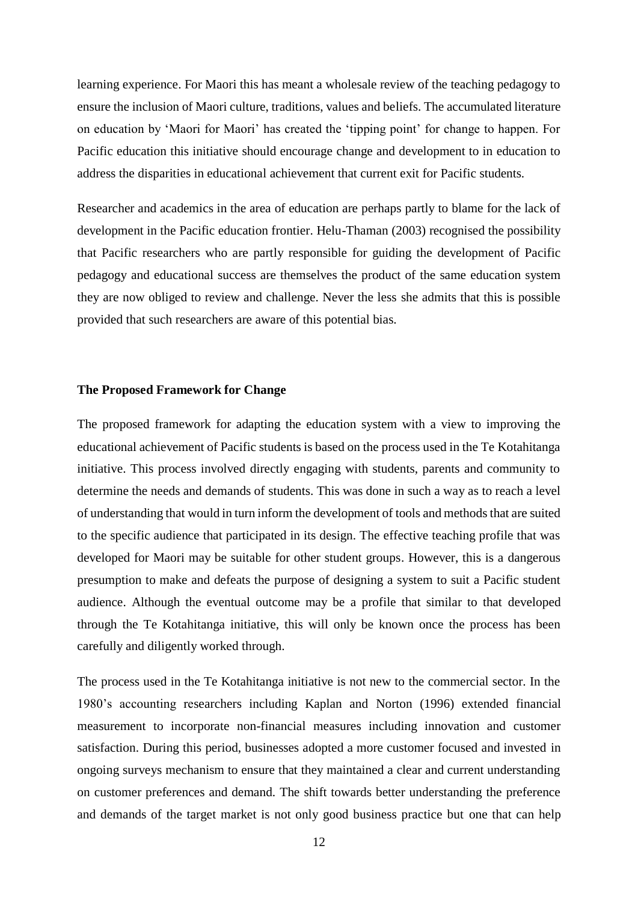learning experience. For Maori this has meant a wholesale review of the teaching pedagogy to ensure the inclusion of Maori culture, traditions, values and beliefs. The accumulated literature on education by 'Maori for Maori' has created the 'tipping point' for change to happen. For Pacific education this initiative should encourage change and development to in education to address the disparities in educational achievement that current exit for Pacific students.

Researcher and academics in the area of education are perhaps partly to blame for the lack of development in the Pacific education frontier. Helu-Thaman (2003) recognised the possibility that Pacific researchers who are partly responsible for guiding the development of Pacific pedagogy and educational success are themselves the product of the same education system they are now obliged to review and challenge. Never the less she admits that this is possible provided that such researchers are aware of this potential bias.

**The Proposed Framework for Change**

The proposed framework for adapting the education system with a view to improving the educational achievement of Pacific students is based on the process used in the Te Kotahitanga initiative. This process involved directly engaging with students, parents and community to determine the needs and demands of students. This was done in such a way as to reach a level of understanding that would in turn inform the development of tools and methods that are suited to the specific audience that participated in its design. The effective teaching profile that was developed for Maori may be suitable for other student groups. However, this is a dangerous presumption to make and defeats the purpose of designing a system to suit a Pacific student audience. Although the eventual outcome may be a profile that similar to that developed through the Te Kotahitanga initiative, this will only be known once the process has been carefully and diligently worked through.

The process used in the Te Kotahitanga initiative is not new to the commercial sector. In the 1980's accounting researchers including Kaplan and Norton (1996) extended financial measurement to incorporate non-financial measures including innovation and customer satisfaction. During this period, businesses adopted a more customer focused and invested in ongoing surveys mechanism to ensure that they maintained a clear and current understanding on customer preferences and demand. The shift towards better understanding the preference and demands of the target market is not only good business practice but one that can help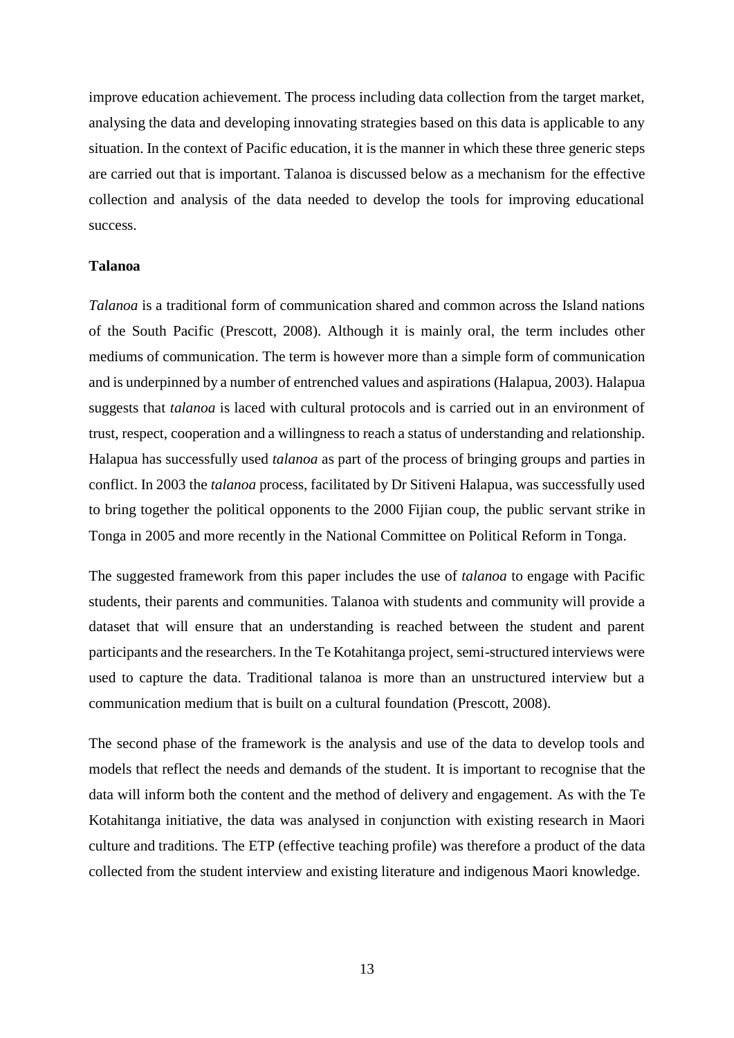improve education achievement. The process including data collection from the target market, analysing the data and developing innovating strategies based on this data is applicable to any situation. In the context of Pacific education, it is the manner in which these three generic steps are carried out that is important. Talanoa is discussed below as a mechanism for the effective collection and analysis of the data needed to develop the tools for improving educational success.

**Talanoa**

*Talanoa* is a traditional form of communication shared and common across the Island nations of the South Pacific (Prescott, 2008). Although it is mainly oral, the term includes other mediums of communication. The term is however more than a simple form of communication and is underpinned by a number of entrenched values and aspirations (Halapua, 2003). Halapua suggests that *talanoa* is laced with cultural protocols and is carried out in an environment of trust, respect, cooperation and a willingness to reach a status of understanding and relationship. Halapua has successfully used *talanoa* as part of the process of bringing groups and parties in conflict. In 2003 the *talanoa* process, facilitated by Dr Sitiveni Halapua, was successfully used to bring together the political opponents to the 2000 Fijian coup, the public servant strike in Tonga in 2005 and more recently in the National Committee on Political Reform in Tonga.

The suggested framework from this paper includes the use of *talanoa* to engage with Pacific students, their parents and communities. Talanoa with students and community will provide a dataset that will ensure that an understanding is reached between the student and parent participants and the researchers. In the Te Kotahitanga project, semi-structured interviews were used to capture the data. Traditional talanoa is more than an unstructured interview but a communication medium that is built on a cultural foundation (Prescott, 2008).

The second phase of the framework is the analysis and use of the data to develop tools and models that reflect the needs and demands of the student. It is important to recognise that the data will inform both the content and the method of delivery and engagement. As with the Te Kotahitanga initiative, the data was analysed in conjunction with existing research in Maori culture and traditions. The ETP (effective teaching profile) was therefore a product of the data collected from the student interview and existing literature and indigenous Maori knowledge.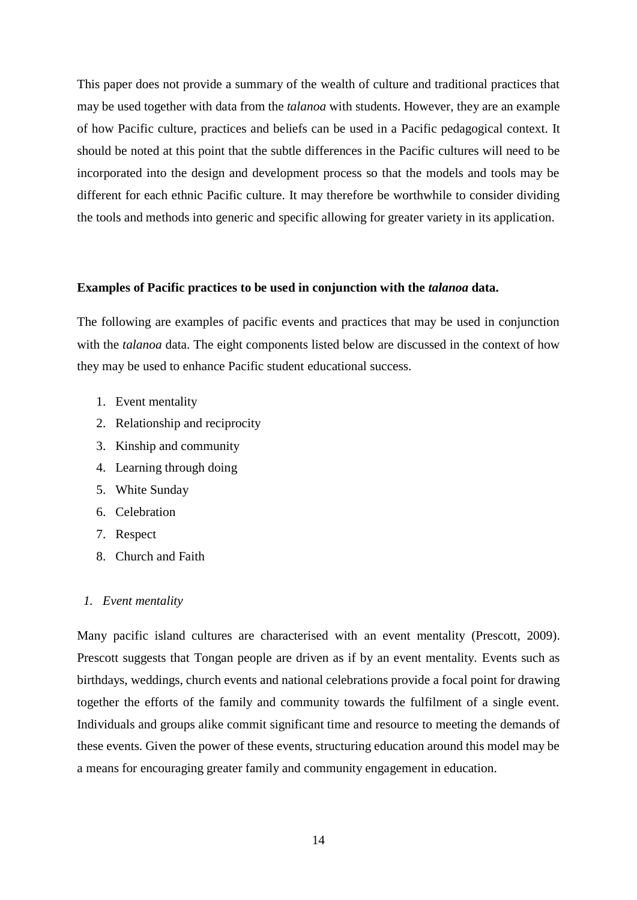This paper does not provide a summary of the wealth of culture and traditional practices that may be used together with data from the *talanoa* with students. However, they are an example of how Pacific culture, practices and beliefs can be used in a Pacific pedagogical context. It should be noted at this point that the subtle differences in the Pacific cultures will need to be incorporated into the design and development process so that the models and tools may be different for each ethnic Pacific culture. It may therefore be worthwhile to consider dividing the tools and methods into generic and specific allowing for greater variety in its application.

**Examples of Pacific practices to be used in conjunction with the *talanoa* data.**

The following are examples of pacific events and practices that may be used in conjunction with the *talanoa* data. The eight components listed below are discussed in the context of how they may be used to enhance Pacific student educational success.

1. Event mentality
2. Relationship and reciprocity
3. Kinship and community
4. Learning through doing
5. White Sunday
6. Celebration
7. Respect
8. Church and Faith

*1. Event mentality*

Many pacific island cultures are characterised with an event mentality (Prescott, 2009). Prescott suggests that Tongan people are driven as if by an event mentality. Events such as birthdays, weddings, church events and national celebrations provide a focal point for drawing together the efforts of the family and community towards the fulfilment of a single event. Individuals and groups alike commit significant time and resource to meeting the demands of these events. Given the power of these events, structuring education around this model may be a means for encouraging greater family and community engagement in education.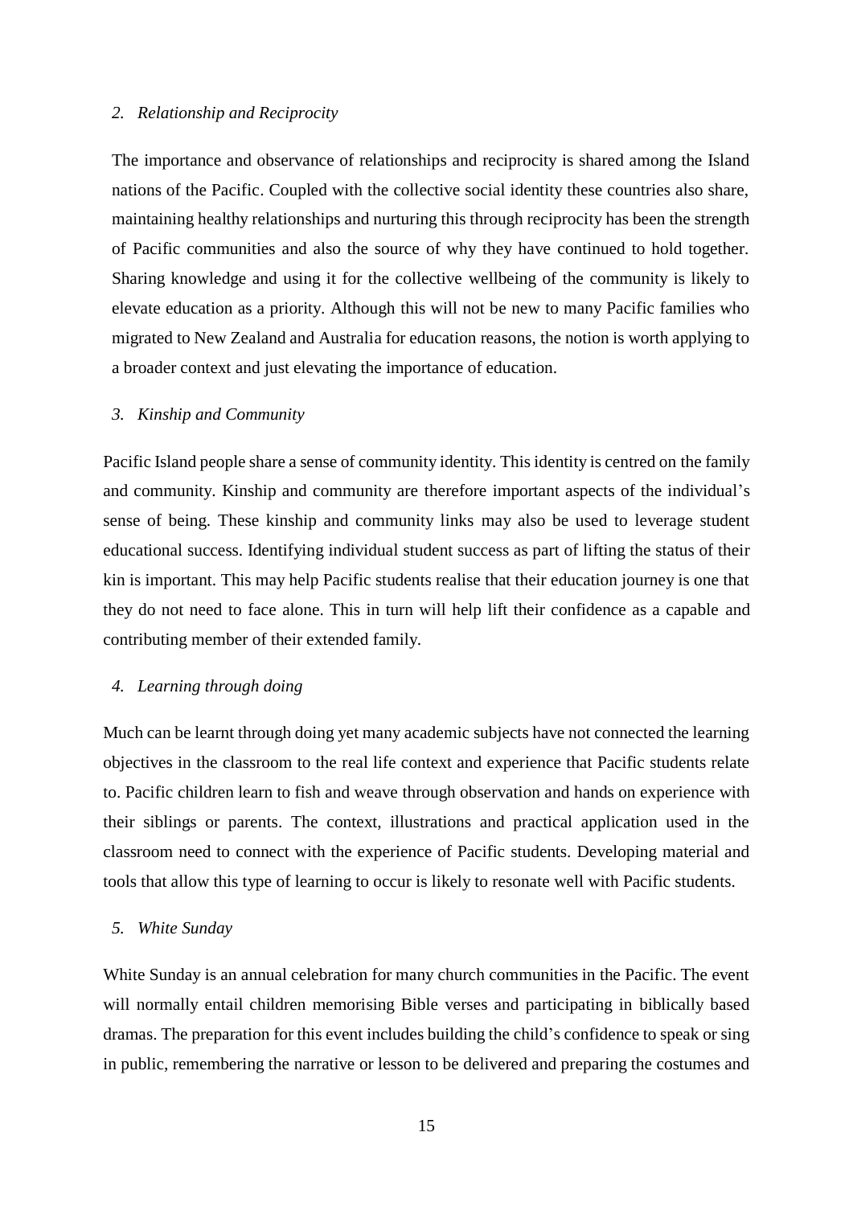*2. Relationship and Reciprocity*

The importance and observance of relationships and reciprocity is shared among the Island nations of the Pacific. Coupled with the collective social identity these countries also share, maintaining healthy relationships and nurturing this through reciprocity has been the strength of Pacific communities and also the source of why they have continued to hold together. Sharing knowledge and using it for the collective wellbeing of the community is likely to elevate education as a priority. Although this will not be new to many Pacific families who migrated to New Zealand and Australia for education reasons, the notion is worth applying to a broader context and just elevating the importance of education.

*3. Kinship and Community*

Pacific Island people share a sense of community identity. This identity is centred on the family and community. Kinship and community are therefore important aspects of the individual's sense of being. These kinship and community links may also be used to leverage student educational success. Identifying individual student success as part of lifting the status of their kin is important. This may help Pacific students realise that their education journey is one that they do not need to face alone. This in turn will help lift their confidence as a capable and contributing member of their extended family.

*4. Learning through doing*

Much can be learnt through doing yet many academic subjects have not connected the learning objectives in the classroom to the real life context and experience that Pacific students relate to. Pacific children learn to fish and weave through observation and hands on experience with their siblings or parents. The context, illustrations and practical application used in the classroom need to connect with the experience of Pacific students. Developing material and tools that allow this type of learning to occur is likely to resonate well with Pacific students.

*5. White Sunday*

White Sunday is an annual celebration for many church communities in the Pacific. The event will normally entail children memorising Bible verses and participating in biblically based dramas. The preparation for this event includes building the child's confidence to speak or sing in public, remembering the narrative or lesson to be delivered and preparing the costumes and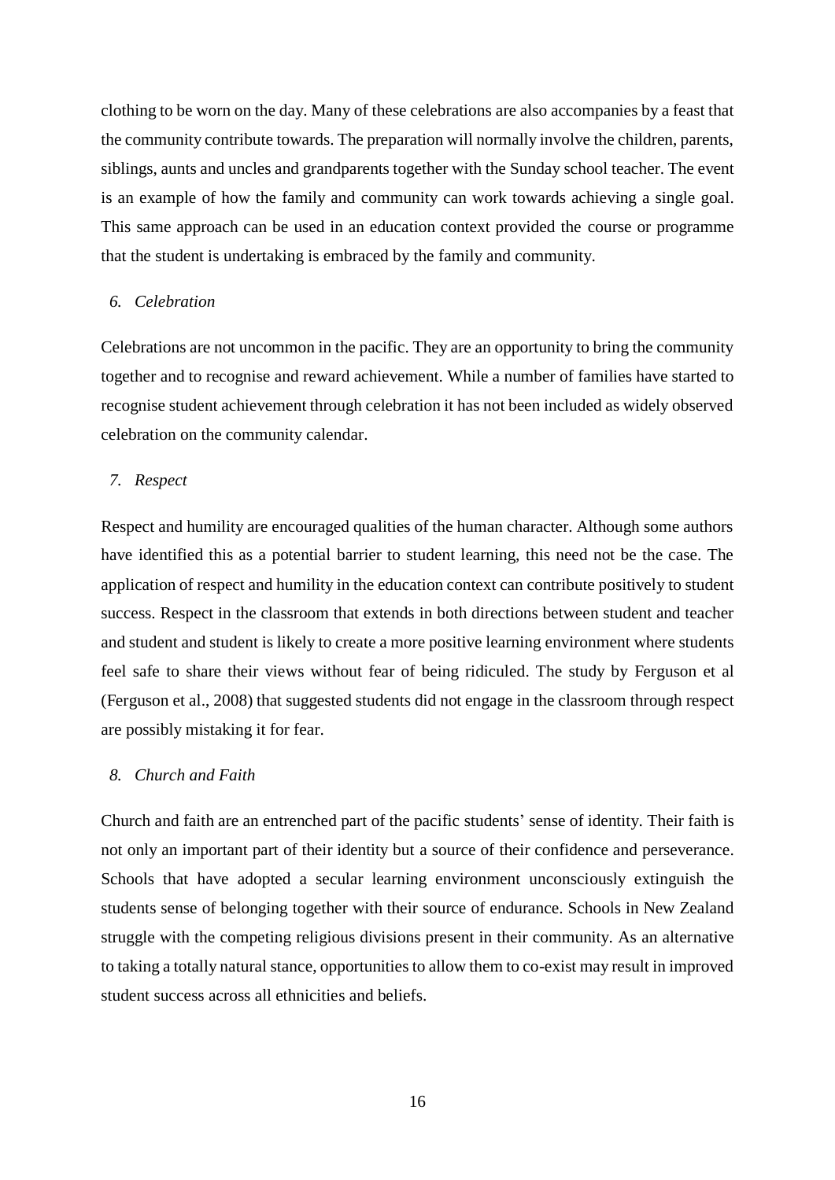clothing to be worn on the day. Many of these celebrations are also accompanies by a feast that the community contribute towards. The preparation will normally involve the children, parents, siblings, aunts and uncles and grandparents together with the Sunday school teacher. The event is an example of how the family and community can work towards achieving a single goal. This same approach can be used in an education context provided the course or programme that the student is undertaking is embraced by the family and community.

*6. Celebration*

Celebrations are not uncommon in the pacific. They are an opportunity to bring the community together and to recognise and reward achievement. While a number of families have started to recognise student achievement through celebration it has not been included as widely observed celebration on the community calendar.

*7. Respect*

Respect and humility are encouraged qualities of the human character. Although some authors have identified this as a potential barrier to student learning, this need not be the case. The application of respect and humility in the education context can contribute positively to student success. Respect in the classroom that extends in both directions between student and teacher and student and student is likely to create a more positive learning environment where students feel safe to share their views without fear of being ridiculed. The study by Ferguson et al (Ferguson et al., 2008) that suggested students did not engage in the classroom through respect are possibly mistaking it for fear.

*8. Church and Faith*

Church and faith are an entrenched part of the pacific students' sense of identity. Their faith is not only an important part of their identity but a source of their confidence and perseverance. Schools that have adopted a secular learning environment unconsciously extinguish the students sense of belonging together with their source of endurance. Schools in New Zealand struggle with the competing religious divisions present in their community. As an alternative to taking a totally natural stance, opportunities to allow them to co-exist may result in improved student success across all ethnicities and beliefs.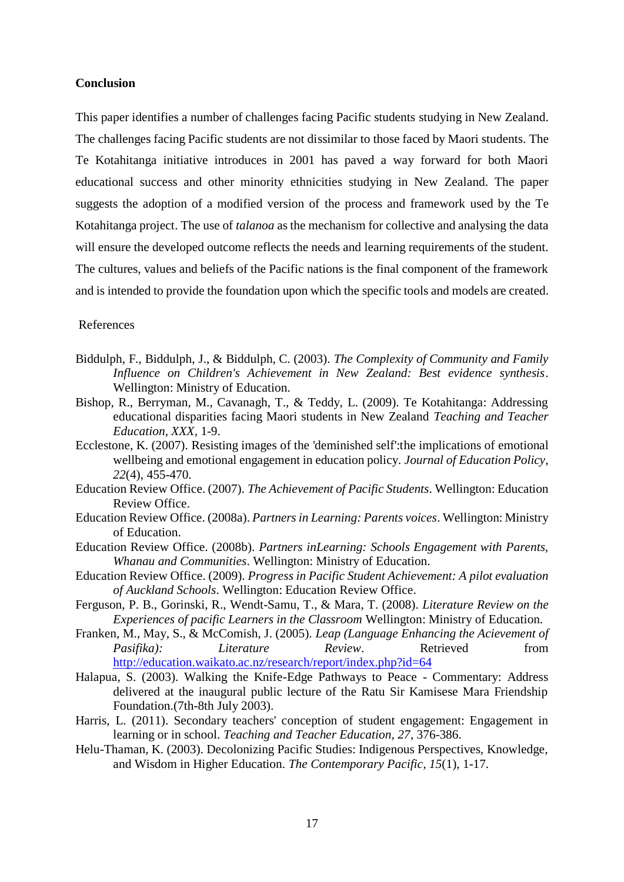**Conclusion**

This paper identifies a number of challenges facing Pacific students studying in New Zealand. The challenges facing Pacific students are not dissimilar to those faced by Maori students. The Te Kotahitanga initiative introduces in 2001 has paved a way forward for both Maori educational success and other minority ethnicities studying in New Zealand. The paper suggests the adoption of a modified version of the process and framework used by the Te Kotahitanga project. The use of *talanoa* as the mechanism for collective and analysing the data will ensure the developed outcome reflects the needs and learning requirements of the student. The cultures, values and beliefs of the Pacific nations is the final component of the framework and is intended to provide the foundation upon which the specific tools and models are created.

References

Biddulph, F., Biddulph, J., & Biddulph, C. (2003). *The Complexity of Community and Family Influence on Children's Achievement in New Zealand: Best evidence synthesis*. Wellington: Ministry of Education.

Bishop, R., Berryman, M., Cavanagh, T., & Teddy, L. (2009). Te Kotahitanga: Addressing educational disparities facing Maori students in New Zealand *Teaching and Teacher Education, XXX*, 1-9.

Ecclestone, K. (2007). Resisting images of the 'deminished self':the implications of emotional wellbeing and emotional engagement in education policy. *Journal of Education Policy, 22*(4), 455-470.

Education Review Office. (2007). *The Achievement of Pacific Students*. Wellington: Education Review Office.

Education Review Office. (2008a). *Partners in Learning: Parents voices*. Wellington: Ministry of Education.

Education Review Office. (2008b). *Partners inLearning: Schools Engagement with Parents, Whanau and Communities*. Wellington: Ministry of Education.

Education Review Office. (2009). *Progress in Pacific Student Achievement: A pilot evaluation of Auckland Schools*. Wellington: Education Review Office.

Ferguson, P. B., Gorinski, R., Wendt-Samu, T., & Mara, T. (2008). *Literature Review on the Experiences of pacific Learners in the Classroom* Wellington: Ministry of Education.

Franken, M., May, S., & McComish, J. (2005). *Leap (Language Enhancing the Acievement of Pasifika): Literature Review*. Retrieved from http://education.waikato.ac.nz/research/report/index.php?id=64

Halapua, S. (2003). Walking the Knife-Edge Pathways to Peace - Commentary: Address delivered at the inaugural public lecture of the Ratu Sir Kamisese Mara Friendship Foundation.(7th-8th July 2003).

Harris, L. (2011). Secondary teachers' conception of student engagement: Engagement in learning or in school. *Teaching and Teacher Education, 27*, 376-386.

Helu-Thaman, K. (2003). Decolonizing Pacific Studies: Indigenous Perspectives, Knowledge, and Wisdom in Higher Education. *The Contemporary Pacific, 15*(1), 1-17.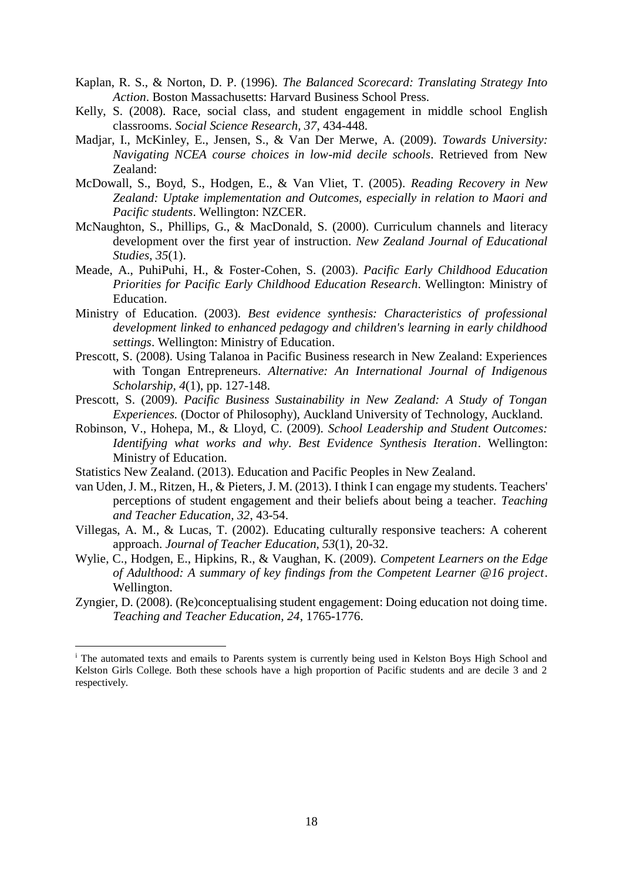Kaplan, R. S., & Norton, D. P. (1996). *The Balanced Scorecard: Translating Strategy Into Action*. Boston Massachusetts: Harvard Business School Press.

Kelly, S. (2008). Race, social class, and student engagement in middle school English classrooms. *Social Science Research, 37*, 434-448.

Madjar, I., McKinley, E., Jensen, S., & Van Der Merwe, A. (2009). *Towards University: Navigating NCEA course choices in low-mid decile schools*. Retrieved from New Zealand:

McDowall, S., Boyd, S., Hodgen, E., & Van Vliet, T. (2005). *Reading Recovery in New Zealand: Uptake implementation and Outcomes, especially in relation to Maori and Pacific students*. Wellington: NZCER.

McNaughton, S., Phillips, G., & MacDonald, S. (2000). Curriculum channels and literacy development over the first year of instruction. *New Zealand Journal of Educational Studies, 35*(1).

Meade, A., PuhiPuhi, H., & Foster-Cohen, S. (2003). *Pacific Early Childhood Education Priorities for Pacific Early Childhood Education Research*. Wellington: Ministry of Education.

Ministry of Education. (2003). *Best evidence synthesis: Characteristics of professional development linked to enhanced pedagogy and children's learning in early childhood settings*. Wellington: Ministry of Education.

Prescott, S. (2008). Using Talanoa in Pacific Business research in New Zealand: Experiences with Tongan Entrepreneurs. *Alternative: An International Journal of Indigenous Scholarship, 4*(1), pp. 127-148.

Prescott, S. (2009). *Pacific Business Sustainability in New Zealand: A Study of Tongan Experiences.* (Doctor of Philosophy), Auckland University of Technology, Auckland.

Robinson, V., Hohepa, M., & Lloyd, C. (2009). *School Leadership and Student Outcomes: Identifying what works and why. Best Evidence Synthesis Iteration*. Wellington: Ministry of Education.

Statistics New Zealand. (2013). Education and Pacific Peoples in New Zealand.

van Uden, J. M., Ritzen, H., & Pieters, J. M. (2013). I think I can engage my students. Teachers' perceptions of student engagement and their beliefs about being a teacher. *Teaching and Teacher Education, 32*, 43-54.

Villegas, A. M., & Lucas, T. (2002). Educating culturally responsive teachers: A coherent approach. *Journal of Teacher Education, 53*(1), 20-32.

Wylie, C., Hodgen, E., Hipkins, R., & Vaughan, K. (2009). *Competent Learners on the Edge of Adulthood: A summary of key findings from the Competent Learner @16 project*. Wellington.

Zyngier, D. (2008). (Re)conceptualising student engagement: Doing education not doing time. *Teaching and Teacher Education, 24*, 1765-1776.

---

[i] The automated texts and emails to Parents system is currently being used in Kelston Boys High School and Kelston Girls College. Both these schools have a high proportion of Pacific students and are decile 3 and 2 respectively.